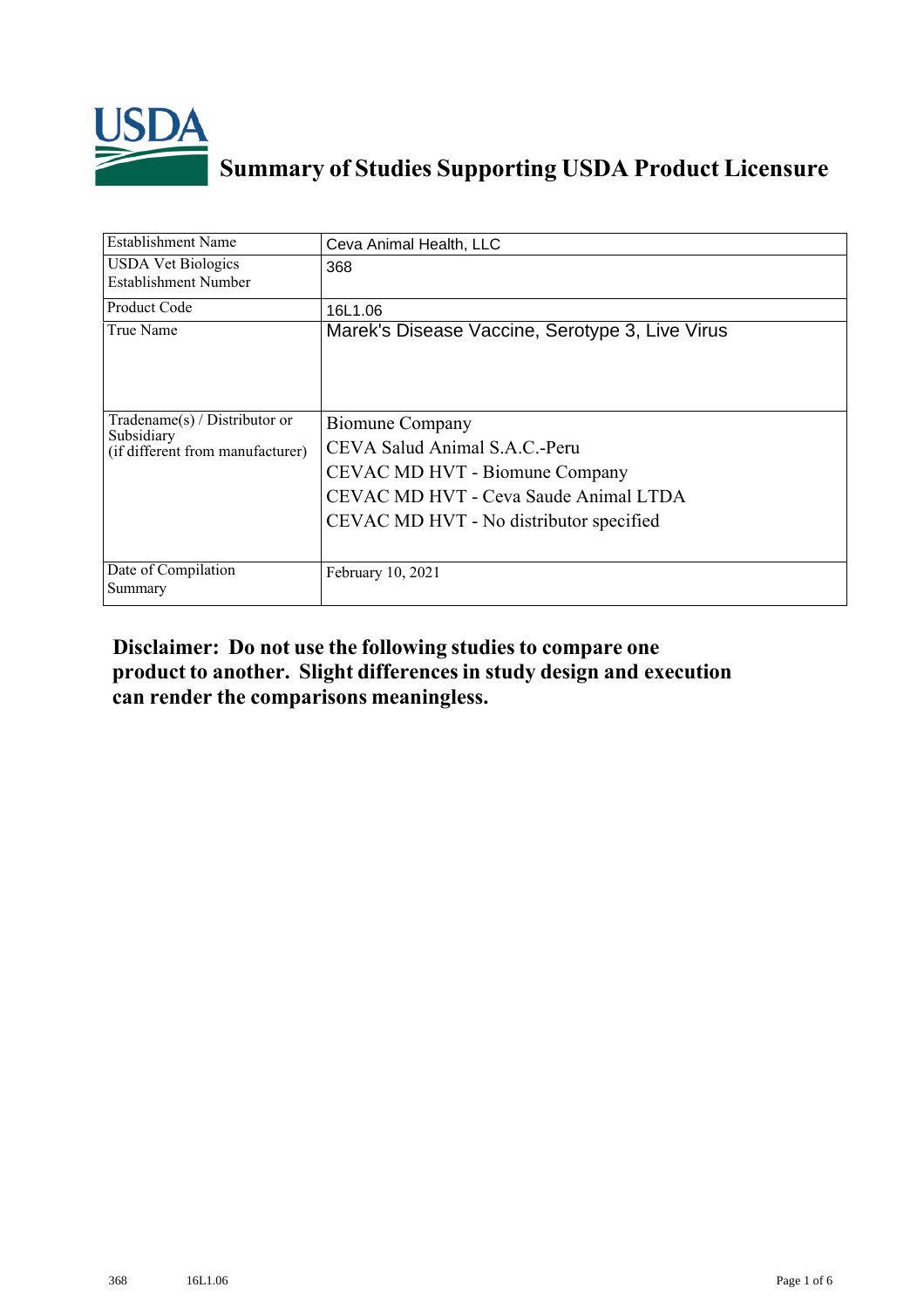# Summary of Studies Supporting USDA Product Licensure

| Establishment Name | Ceva Animal Health, LLC |
|---|---|
| USDA Vet Biologics Establishment Number | 368 |
| Product Code | 16L1.06 |
| True Name | Marek's Disease Vaccine, Serotype 3, Live Virus |
| Tradename(s) / Distributor or Subsidiary (if different from manufacturer) | Biomune Company<br>CEVA Salud Animal S.A.C.-Peru<br>CEVAC MD HVT - Biomune Company<br>CEVAC MD HVT - Ceva Saude Animal LTDA<br>CEVAC MD HVT - No distributor specified |
| Date of Compilation Summary | February 10, 2021 |

**Disclaimer: Do not use the following studies to compare one product to another. Slight differences in study design and execution can render the comparisons meaningless.**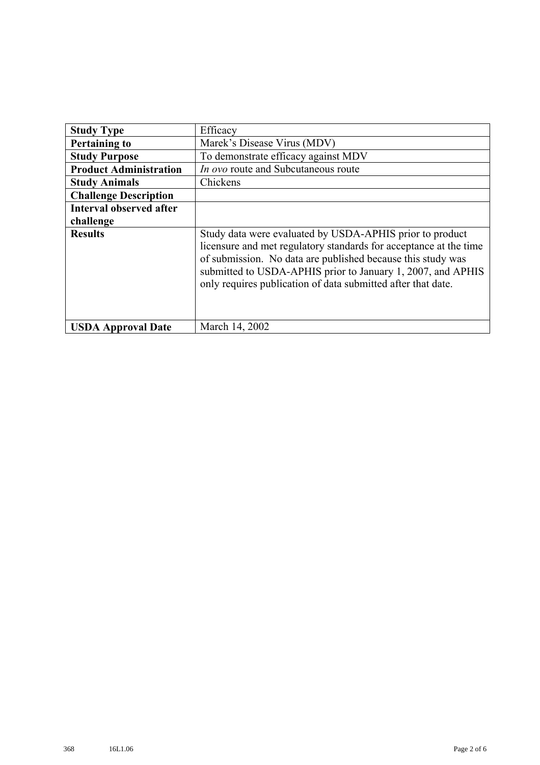| **Study Type** | Efficacy |
|---|---|
| **Pertaining to** | Marek's Disease Virus (MDV) |
| **Study Purpose** | To demonstrate efficacy against MDV |
| **Product Administration** | *In ovo* route and Subcutaneous route |
| **Study Animals** | Chickens |
| **Challenge Description** | |
| **Interval observed after challenge** | |
| **Results** | Study data were evaluated by USDA-APHIS prior to product licensure and met regulatory standards for acceptance at the time of submission. No data are published because this study was submitted to USDA-APHIS prior to January 1, 2007, and APHIS only requires publication of data submitted after that date. |
| **USDA Approval Date** | March 14, 2002 |

368 16L1.06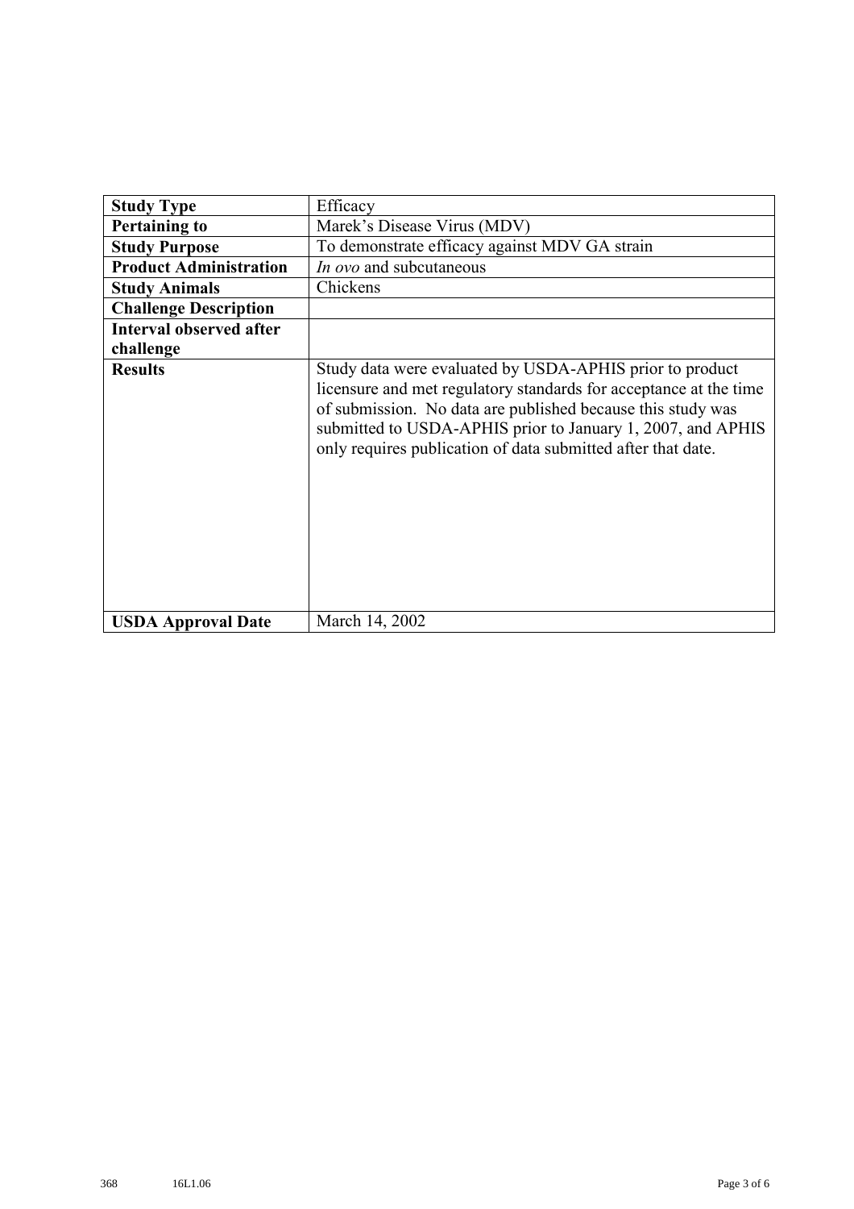| **Study Type** | Efficacy |
|---|---|
| **Pertaining to** | Marek's Disease Virus (MDV) |
| **Study Purpose** | To demonstrate efficacy against MDV GA strain |
| **Product Administration** | *In ovo* and subcutaneous |
| **Study Animals** | Chickens |
| **Challenge Description** | |
| **Interval observed after challenge** | |
| **Results** | Study data were evaluated by USDA-APHIS prior to product licensure and met regulatory standards for acceptance at the time of submission. No data are published because this study was submitted to USDA-APHIS prior to January 1, 2007, and APHIS only requires publication of data submitted after that date. |
| **USDA Approval Date** | March 14, 2002 |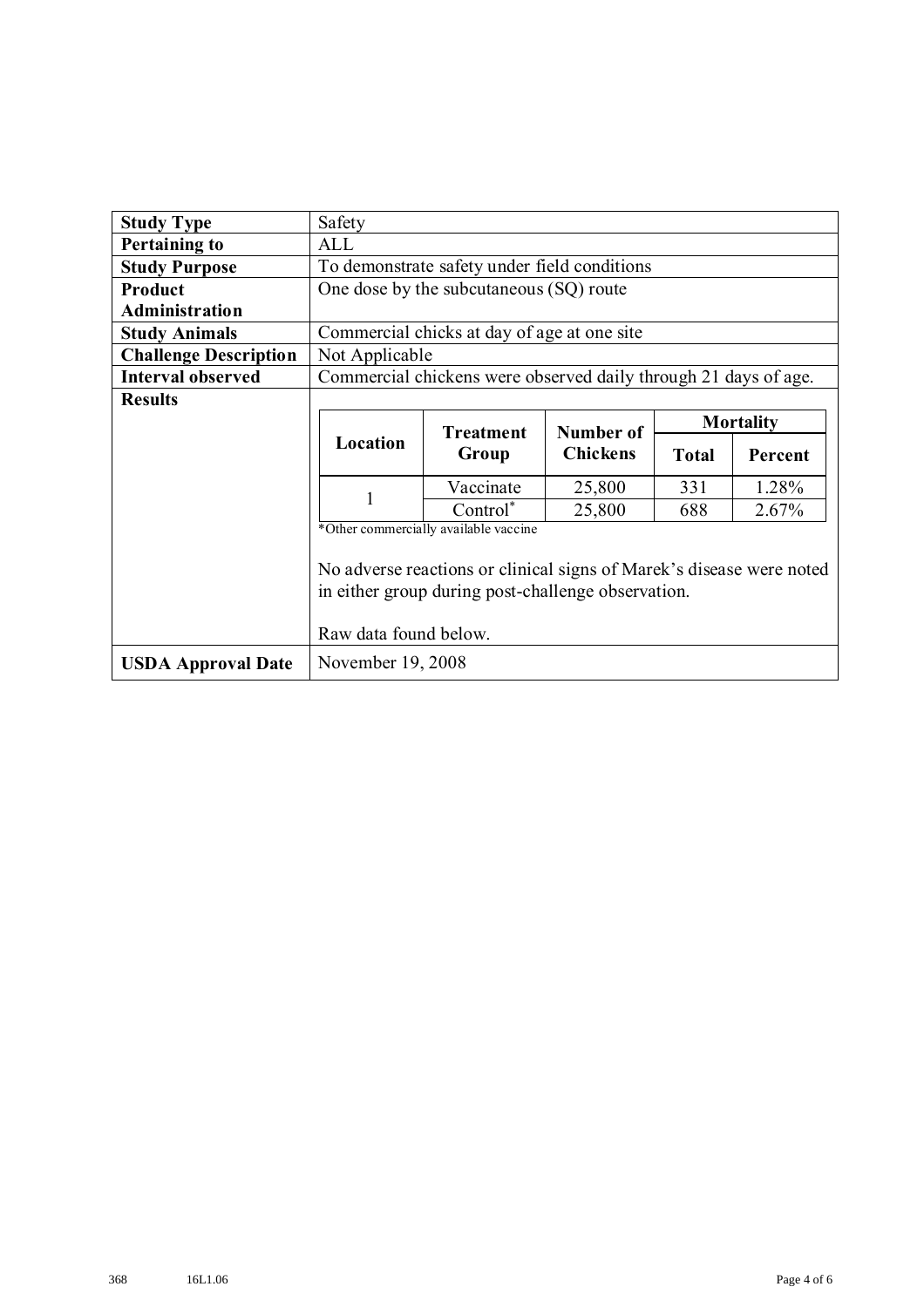| | |
|---|---|
| **Study Type** | Safety |
| **Pertaining to** | ALL |
| **Study Purpose** | To demonstrate safety under field conditions |
| **Product Administration** | One dose by the subcutaneous (SQ) route |
| **Study Animals** | Commercial chicks at day of age at one site |
| **Challenge Description** | Not Applicable |
| **Interval observed** | Commercial chickens were observed daily through 21 days of age. |
| **Results** | (see below) |
| **USDA Approval Date** | November 19, 2008 |

**Results:**

| Location | Treatment Group | Number of Chickens | Mortality | |
|---|---|---|---|---|
| | | | **Total** | **Percent** |
| 1 | Vaccinate | 25,800 | 331 | 1.28% |
| | Control* | 25,800 | 688 | 2.67% |

*Other commercially available vaccine

No adverse reactions or clinical signs of Marek's disease were noted in either group during post-challenge observation.

Raw data found below.

368 16L1.06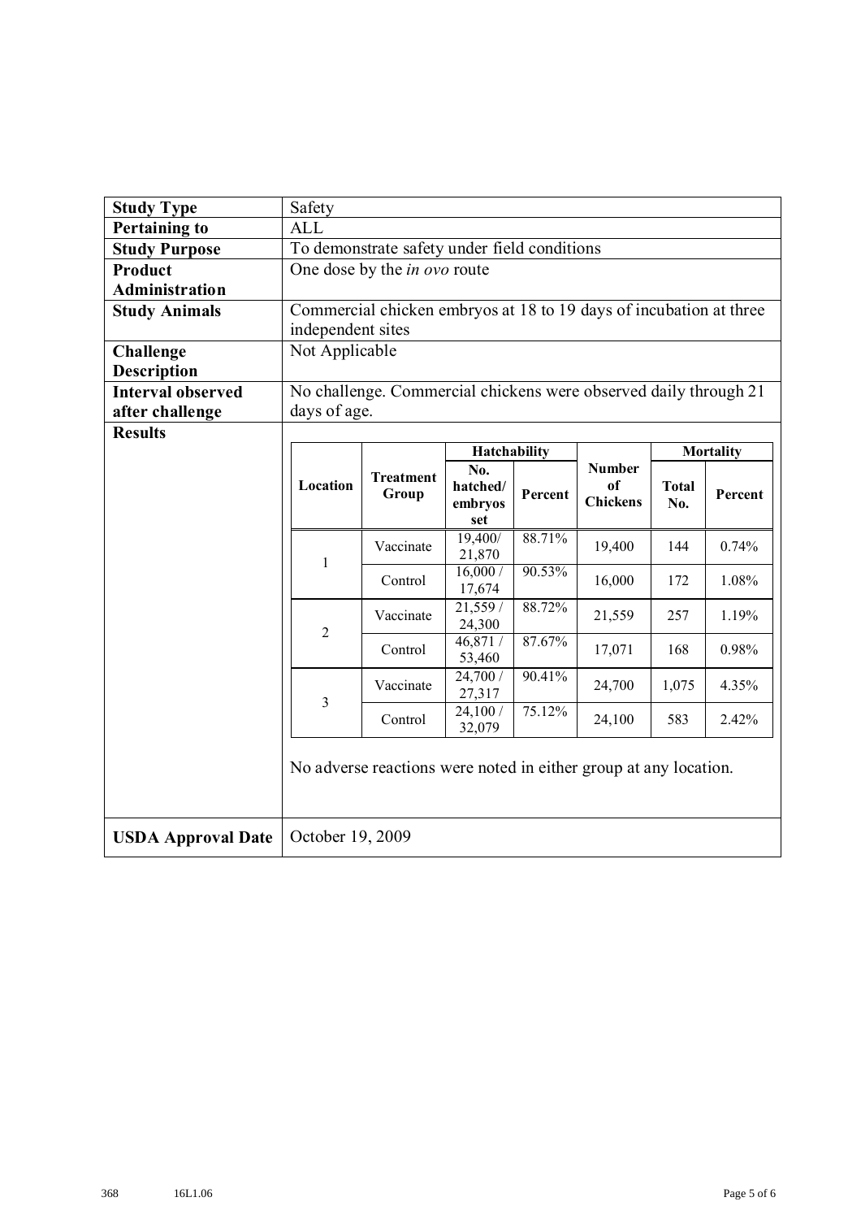| | |
|---|---|
| **Study Type** | Safety |
| **Pertaining to** | ALL |
| **Study Purpose** | To demonstrate safety under field conditions |
| **Product Administration** | One dose by the *in ovo* route |
| **Study Animals** | Commercial chicken embryos at 18 to 19 days of incubation at three independent sites |
| **Challenge Description** | Not Applicable |
| **Interval observed after challenge** | No challenge. Commercial chickens were observed daily through 21 days of age. |
| **Results** | See table below. No adverse reactions were noted in either group at any location. |
| **USDA Approval Date** | October 19, 2009 |

**Results**

| Location | Treatment Group | Hatchability | | Number of Chickens | Mortality | |
|---|---|---|---|---|---|---|
| | | No. hatched/ embryos set | Percent | | Total No. | Percent |
| 1 | Vaccinate | 19,400/ 21,870 | 88.71% | 19,400 | 144 | 0.74% |
| | Control | 16,000 / 17,674 | 90.53% | 16,000 | 172 | 1.08% |
| 2 | Vaccinate | 21,559 / 24,300 | 88.72% | 21,559 | 257 | 1.19% |
| | Control | 46,871 / 53,460 | 87.67% | 17,071 | 168 | 0.98% |
| 3 | Vaccinate | 24,700 / 27,317 | 90.41% | 24,700 | 1,075 | 4.35% |
| | Control | 24,100 / 32,079 | 75.12% | 24,100 | 583 | 2.42% |

No adverse reactions were noted in either group at any location.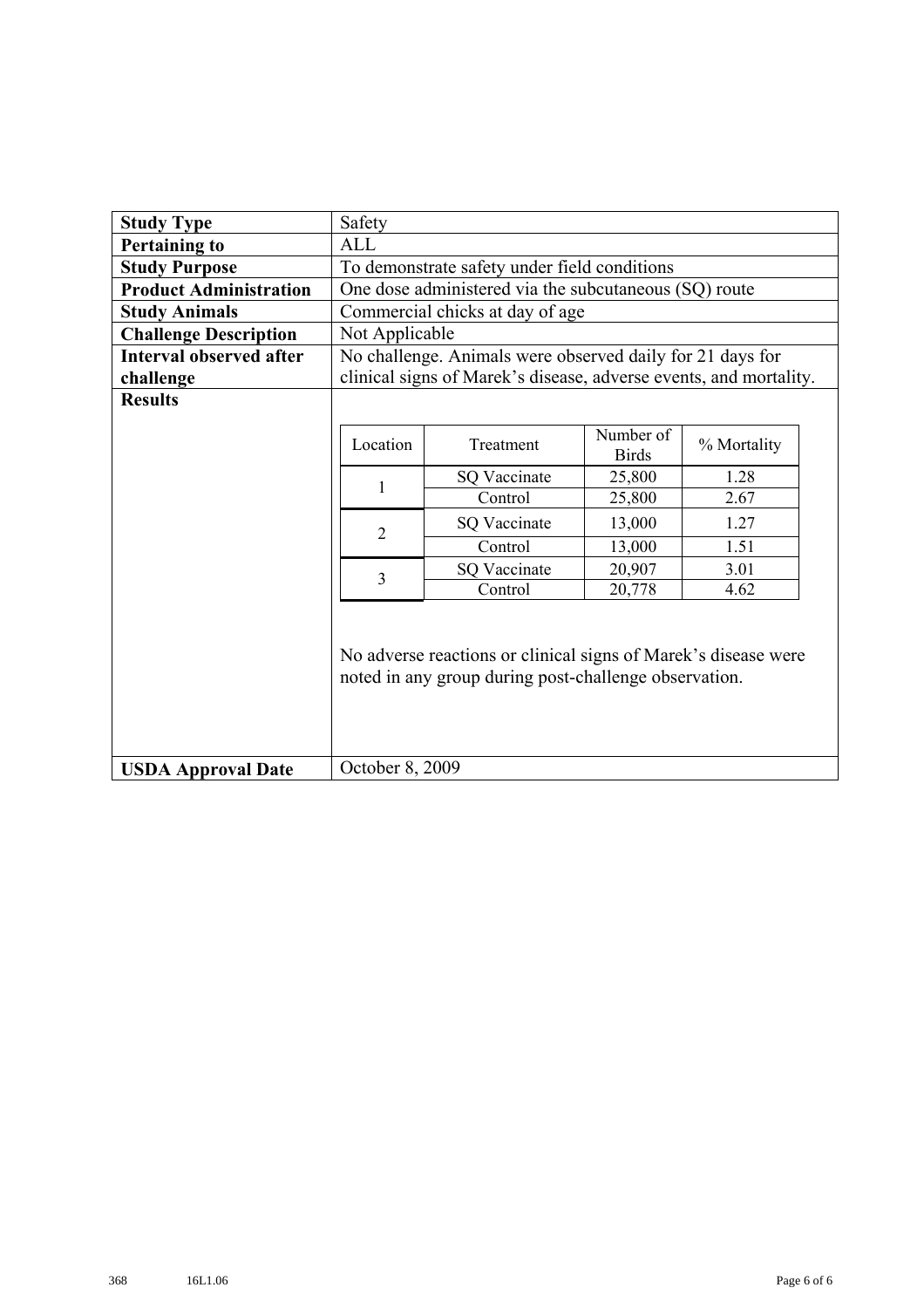| | |
|---|---|
| **Study Type** | Safety |
| **Pertaining to** | ALL |
| **Study Purpose** | To demonstrate safety under field conditions |
| **Product Administration** | One dose administered via the subcutaneous (SQ) route |
| **Study Animals** | Commercial chicks at day of age |
| **Challenge Description** | Not Applicable |
| **Interval observed after challenge** | No challenge. Animals were observed daily for 21 days for clinical signs of Marek's disease, adverse events, and mortality. |
| **Results** | See table and note below |
| **USDA Approval Date** | October 8, 2009 |

**Results**

| Location | Treatment | Number of Birds | % Mortality |
|---|---|---|---|
| 1 | SQ Vaccinate | 25,800 | 1.28 |
| | Control | 25,800 | 2.67 |
| 2 | SQ Vaccinate | 13,000 | 1.27 |
| | Control | 13,000 | 1.51 |
| 3 | SQ Vaccinate | 20,907 | 3.01 |
| | Control | 20,778 | 4.62 |

No adverse reactions or clinical signs of Marek's disease were noted in any group during post-challenge observation.

368 16L1.06